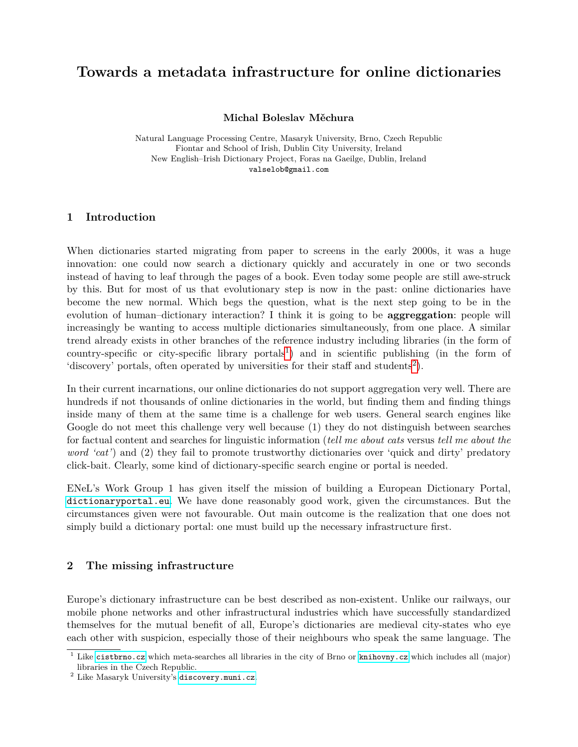# Towards a metadata infrastructure for online dictionaries

**Michal Boleslav Měchura**

Natural Language Processing Centre, Masaryk University, Brno, Czech Republic
Fiontar and School of Irish, Dublin City University, Ireland
New English–Irish Dictionary Project, Foras na Gaeilge, Dublin, Ireland
`valselob@gmail.com`

## 1 Introduction

When dictionaries started migrating from paper to screens in the early 2000s, it was a huge innovation: one could now search a dictionary quickly and accurately in one or two seconds instead of having to leaf through the pages of a book. Even today some people are still awe-struck by this. But for most of us that evolutionary step is now in the past: online dictionaries have become the new normal. Which begs the question, what is the next step going to be in the evolution of human–dictionary interaction? I think it is going to be **aggreggation**: people will increasingly be wanting to access multiple dictionaries simultaneously, from one place. A similar trend already exists in other branches of the reference industry including libraries (in the form of country-specific or city-specific library portals[1]) and in scientific publishing (in the form of 'discovery' portals, often operated by universities for their staff and students[2]).

In their current incarnations, our online dictionaries do not support aggregation very well. There are hundreds if not thousands of online dictionaries in the world, but finding them and finding things inside many of them at the same time is a challenge for web users. General search engines like Google do not meet this challenge very well because (1) they do not distinguish between searches for factual content and searches for linguistic information (*tell me about cats* versus *tell me about the word 'cat'*) and (2) they fail to promote trustworthy dictionaries over 'quick and dirty' predatory click-bait. Clearly, some kind of dictionary-specific search engine or portal is needed.

ENeL's Work Group 1 has given itself the mission of building a European Dictionary Portal, `dictionaryportal.eu`. We have done reasonably good work, given the circumstances. But the circumstances given were not favourable. Out main outcome is the realization that one does not simply build a dictionary portal: one must build up the necessary infrastructure first.

## 2 The missing infrastructure

Europe's dictionary infrastructure can be best described as non-existent. Unlike our railways, our mobile phone networks and other infrastructural industries which have successfully standardized themselves for the mutual benefit of all, Europe's dictionaries are medieval city-states who eye each other with suspicion, especially those of their neighbours who speak the same language. The

[1] Like `cistbrno.cz` which meta-searches all libraries in the city of Brno or `knihovny.cz` which includes all (major) libraries in the Czech Republic.

[2] Like Masaryk University's `discovery.muni.cz`.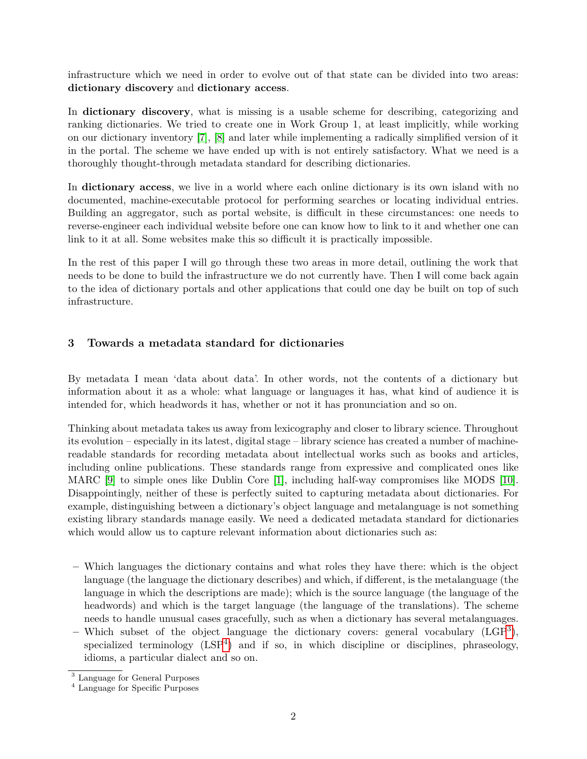infrastructure which we need in order to evolve out of that state can be divided into two areas: **dictionary discovery** and **dictionary access**.

In **dictionary discovery**, what is missing is a usable scheme for describing, categorizing and ranking dictionaries. We tried to create one in Work Group 1, at least implicitly, while working on our dictionary inventory [7], [8] and later while implementing a radically simplified version of it in the portal. The scheme we have ended up with is not entirely satisfactory. What we need is a thoroughly thought-through metadata standard for describing dictionaries.

In **dictionary access**, we live in a world where each online dictionary is its own island with no documented, machine-executable protocol for performing searches or locating individual entries. Building an aggregator, such as portal website, is difficult in these circumstances: one needs to reverse-engineer each individual website before one can know how to link to it and whether one can link to it at all. Some websites make this so difficult it is practically impossible.

In the rest of this paper I will go through these two areas in more detail, outlining the work that needs to be done to build the infrastructure we do not currently have. Then I will come back again to the idea of dictionary portals and other applications that could one day be built on top of such infrastructure.

## 3 Towards a metadata standard for dictionaries

By metadata I mean 'data about data'. In other words, not the contents of a dictionary but information about it as a whole: what language or languages it has, what kind of audience it is intended for, which headwords it has, whether or not it has pronunciation and so on.

Thinking about metadata takes us away from lexicography and closer to library science. Throughout its evolution – especially in its latest, digital stage – library science has created a number of machine-readable standards for recording metadata about intellectual works such as books and articles, including online publications. These standards range from expressive and complicated ones like MARC [9] to simple ones like Dublin Core [1], including half-way compromises like MODS [10]. Disappointingly, neither of these is perfectly suited to capturing metadata about dictionaries. For example, distinguishing between a dictionary's object language and metalanguage is not something existing library standards manage easily. We need a dedicated metadata standard for dictionaries which would allow us to capture relevant information about dictionaries such as:

- Which languages the dictionary contains and what roles they have there: which is the object language (the language the dictionary describes) and which, if different, is the metalanguage (the language in which the descriptions are made); which is the source language (the language of the headwords) and which is the target language (the language of the translations). The scheme needs to handle unusual cases gracefully, such as when a dictionary has several metalanguages.
- Which subset of the object language the dictionary covers: general vocabulary (LGP[3]), specialized terminology (LSP[4]) and if so, in which discipline or disciplines, phraseology, idioms, a particular dialect and so on.

[3] Language for General Purposes
[4] Language for Specific Purposes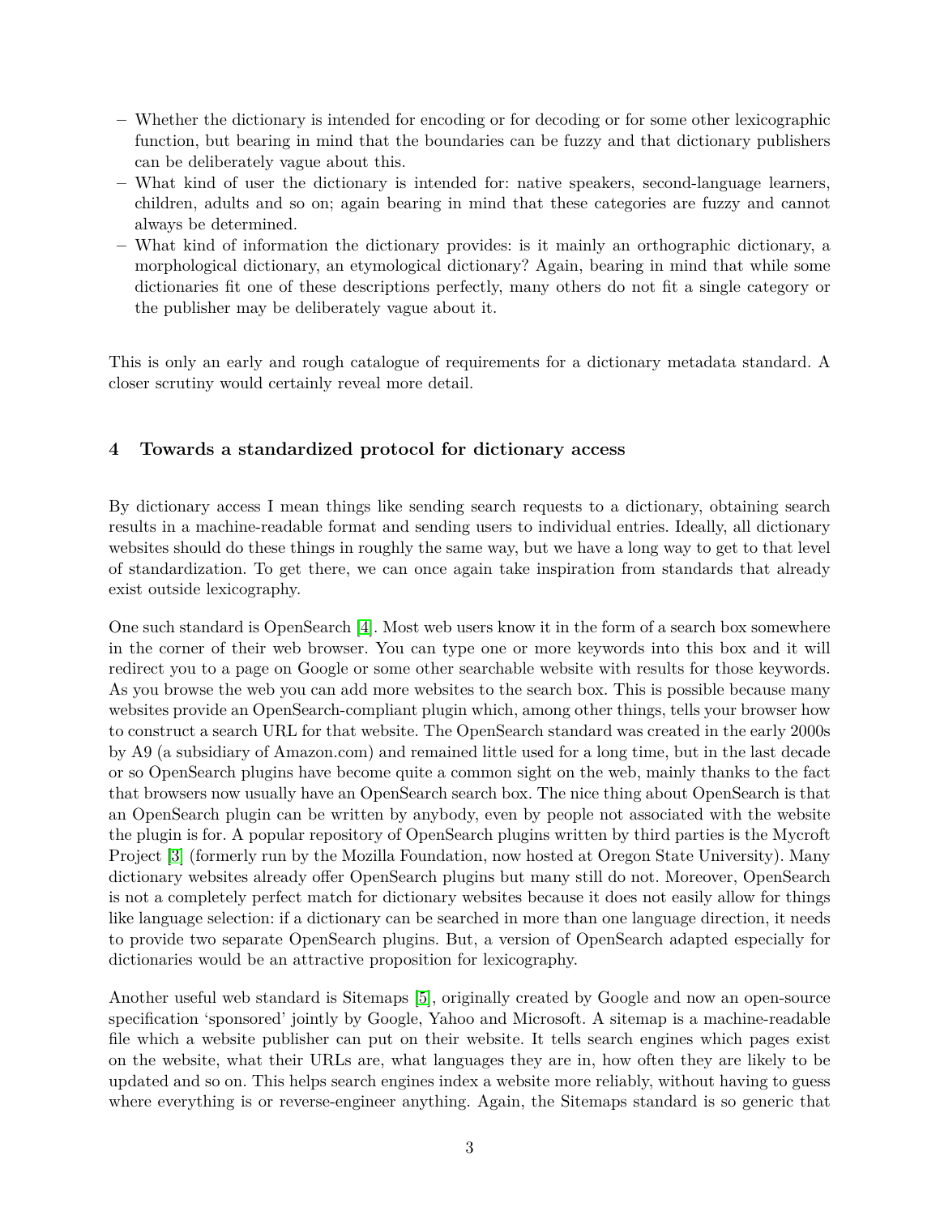- Whether the dictionary is intended for encoding or for decoding or for some other lexicographic function, but bearing in mind that the boundaries can be fuzzy and that dictionary publishers can be deliberately vague about this.
- What kind of user the dictionary is intended for: native speakers, second-language learners, children, adults and so on; again bearing in mind that these categories are fuzzy and cannot always be determined.
- What kind of information the dictionary provides: is it mainly an orthographic dictionary, a morphological dictionary, an etymological dictionary? Again, bearing in mind that while some dictionaries fit one of these descriptions perfectly, many others do not fit a single category or the publisher may be deliberately vague about it.

This is only an early and rough catalogue of requirements for a dictionary metadata standard. A closer scrutiny would certainly reveal more detail.

## 4 Towards a standardized protocol for dictionary access

By dictionary access I mean things like sending search requests to a dictionary, obtaining search results in a machine-readable format and sending users to individual entries. Ideally, all dictionary websites should do these things in roughly the same way, but we have a long way to get to that level of standardization. To get there, we can once again take inspiration from standards that already exist outside lexicography.

One such standard is OpenSearch [4]. Most web users know it in the form of a search box somewhere in the corner of their web browser. You can type one or more keywords into this box and it will redirect you to a page on Google or some other searchable website with results for those keywords. As you browse the web you can add more websites to the search box. This is possible because many websites provide an OpenSearch-compliant plugin which, among other things, tells your browser how to construct a search URL for that website. The OpenSearch standard was created in the early 2000s by A9 (a subsidiary of Amazon.com) and remained little used for a long time, but in the last decade or so OpenSearch plugins have become quite a common sight on the web, mainly thanks to the fact that browsers now usually have an OpenSearch search box. The nice thing about OpenSearch is that an OpenSearch plugin can be written by anybody, even by people not associated with the website the plugin is for. A popular repository of OpenSearch plugins written by third parties is the Mycroft Project [3] (formerly run by the Mozilla Foundation, now hosted at Oregon State University). Many dictionary websites already offer OpenSearch plugins but many still do not. Moreover, OpenSearch is not a completely perfect match for dictionary websites because it does not easily allow for things like language selection: if a dictionary can be searched in more than one language direction, it needs to provide two separate OpenSearch plugins. But, a version of OpenSearch adapted especially for dictionaries would be an attractive proposition for lexicography.

Another useful web standard is Sitemaps [5], originally created by Google and now an open-source specification 'sponsored' jointly by Google, Yahoo and Microsoft. A sitemap is a machine-readable file which a website publisher can put on their website. It tells search engines which pages exist on the website, what their URLs are, what languages they are in, how often they are likely to be updated and so on. This helps search engines index a website more reliably, without having to guess where everything is or reverse-engineer anything. Again, the Sitemaps standard is so generic that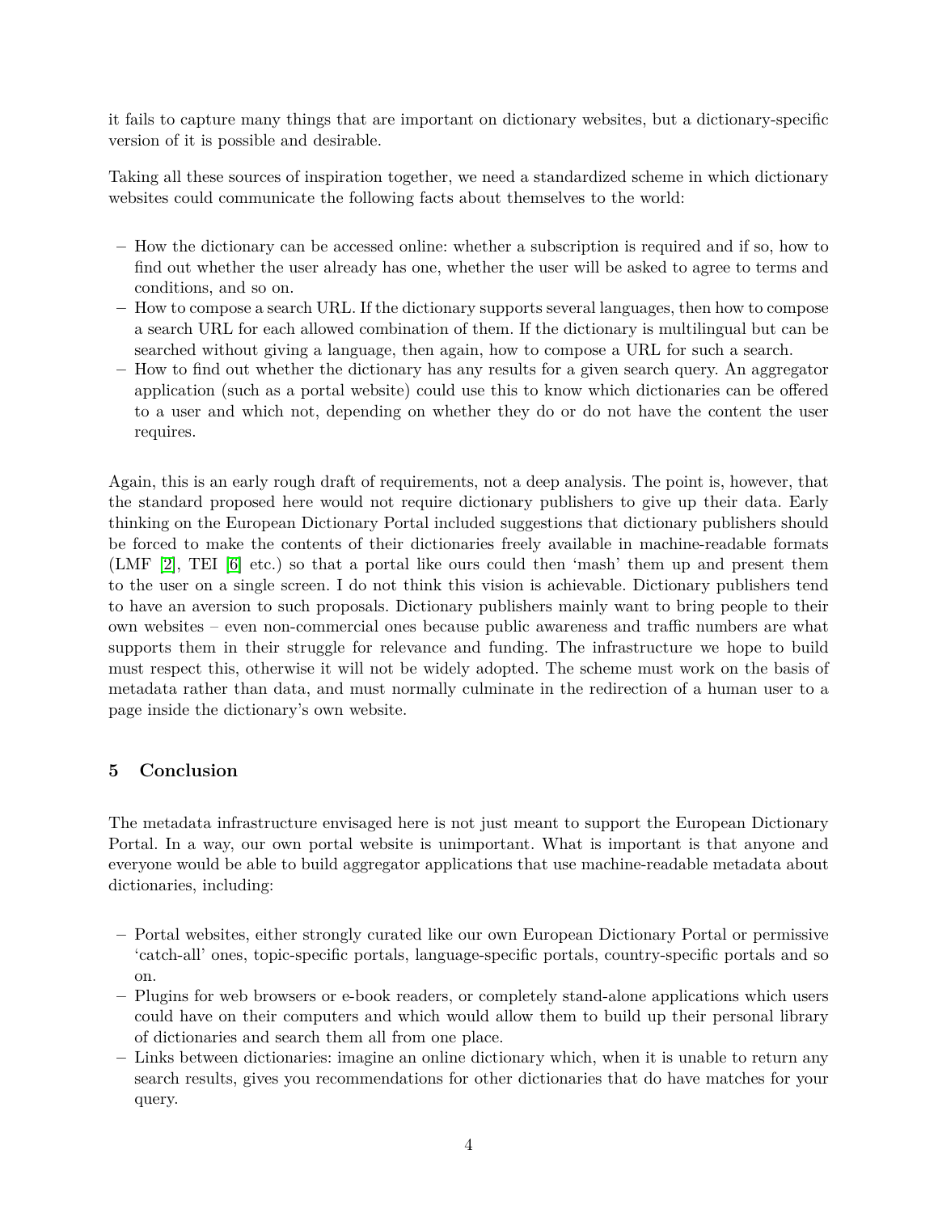it fails to capture many things that are important on dictionary websites, but a dictionary-specific version of it is possible and desirable.

Taking all these sources of inspiration together, we need a standardized scheme in which dictionary websites could communicate the following facts about themselves to the world:

- How the dictionary can be accessed online: whether a subscription is required and if so, how to find out whether the user already has one, whether the user will be asked to agree to terms and conditions, and so on.
- How to compose a search URL. If the dictionary supports several languages, then how to compose a search URL for each allowed combination of them. If the dictionary is multilingual but can be searched without giving a language, then again, how to compose a URL for such a search.
- How to find out whether the dictionary has any results for a given search query. An aggregator application (such as a portal website) could use this to know which dictionaries can be offered to a user and which not, depending on whether they do or do not have the content the user requires.

Again, this is an early rough draft of requirements, not a deep analysis. The point is, however, that the standard proposed here would not require dictionary publishers to give up their data. Early thinking on the European Dictionary Portal included suggestions that dictionary publishers should be forced to make the contents of their dictionaries freely available in machine-readable formats (LMF [2], TEI [6] etc.) so that a portal like ours could then 'mash' them up and present them to the user on a single screen. I do not think this vision is achievable. Dictionary publishers tend to have an aversion to such proposals. Dictionary publishers mainly want to bring people to their own websites – even non-commercial ones because public awareness and traffic numbers are what supports them in their struggle for relevance and funding. The infrastructure we hope to build must respect this, otherwise it will not be widely adopted. The scheme must work on the basis of metadata rather than data, and must normally culminate in the redirection of a human user to a page inside the dictionary's own website.

## 5 Conclusion

The metadata infrastructure envisaged here is not just meant to support the European Dictionary Portal. In a way, our own portal website is unimportant. What is important is that anyone and everyone would be able to build aggregator applications that use machine-readable metadata about dictionaries, including:

- Portal websites, either strongly curated like our own European Dictionary Portal or permissive 'catch-all' ones, topic-specific portals, language-specific portals, country-specific portals and so on.
- Plugins for web browsers or e-book readers, or completely stand-alone applications which users could have on their computers and which would allow them to build up their personal library of dictionaries and search them all from one place.
- Links between dictionaries: imagine an online dictionary which, when it is unable to return any search results, gives you recommendations for other dictionaries that do have matches for your query.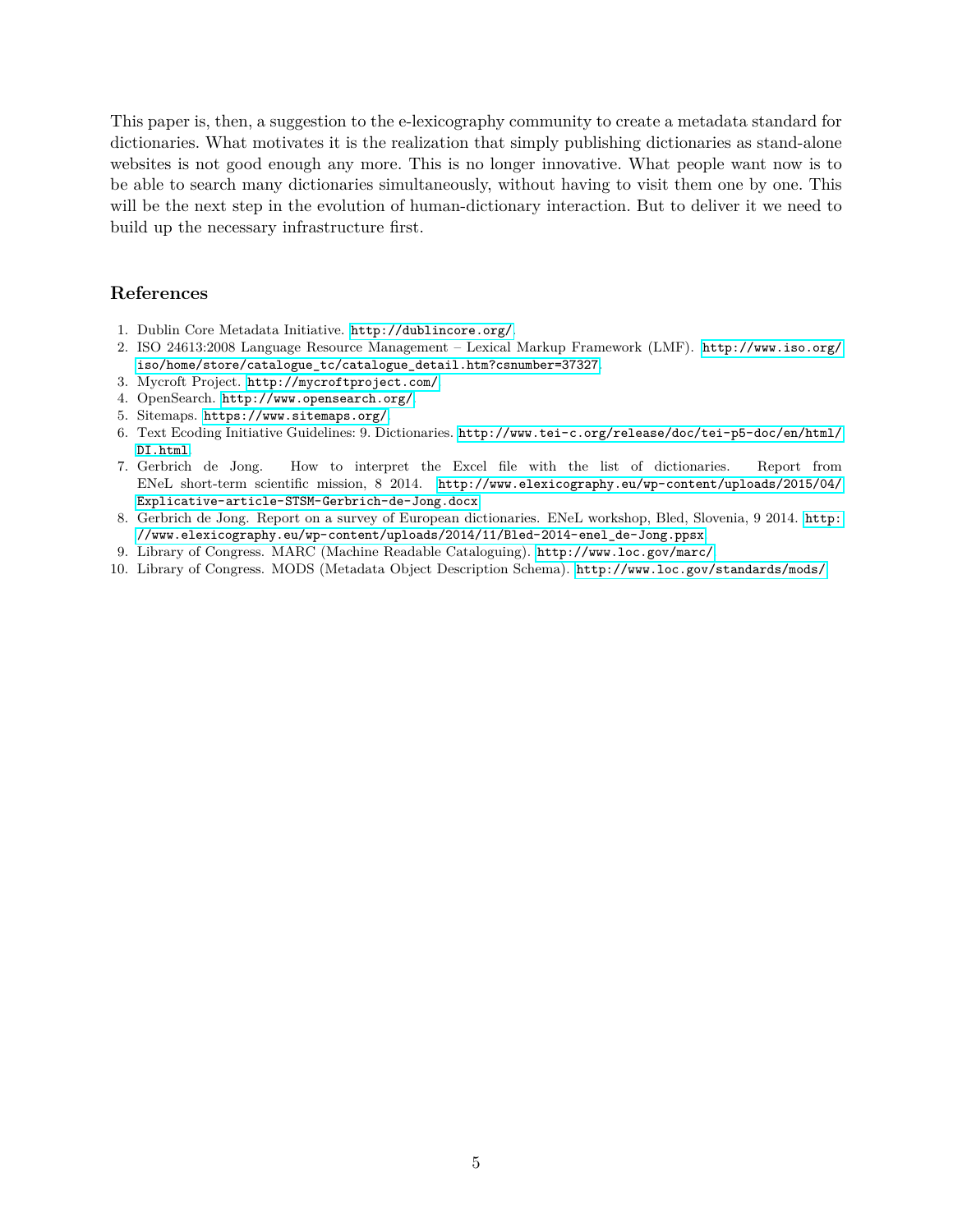This paper is, then, a suggestion to the e-lexicography community to create a metadata standard for dictionaries. What motivates it is the realization that simply publishing dictionaries as stand-alone websites is not good enough any more. This is no longer innovative. What people want now is to be able to search many dictionaries simultaneously, without having to visit them one by one. This will be the next step in the evolution of human-dictionary interaction. But to deliver it we need to build up the necessary infrastructure first.

## References

1. Dublin Core Metadata Initiative. http://dublincore.org/.
2. ISO 24613:2008 Language Resource Management – Lexical Markup Framework (LMF). http://www.iso.org/iso/home/store/catalogue_tc/catalogue_detail.htm?csnumber=37327.
3. Mycroft Project. http://mycroftproject.com/.
4. OpenSearch. http://www.opensearch.org/.
5. Sitemaps. https://www.sitemaps.org/.
6. Text Ecoding Initiative Guidelines: 9. Dictionaries. http://www.tei-c.org/release/doc/tei-p5-doc/en/html/DI.html.
7. Gerbrich de Jong. How to interpret the Excel file with the list of dictionaries. Report from ENeL short-term scientific mission, 8 2014. http://www.elexicography.eu/wp-content/uploads/2015/04/Explicative-article-STSM-Gerbrich-de-Jong.docx.
8. Gerbrich de Jong. Report on a survey of European dictionaries. ENeL workshop, Bled, Slovenia, 9 2014. http://www.elexicography.eu/wp-content/uploads/2014/11/Bled-2014-enel_de-Jong.ppsx.
9. Library of Congress. MARC (Machine Readable Cataloguing). http://www.loc.gov/marc/.
10. Library of Congress. MODS (Metadata Object Description Schema). http://www.loc.gov/standards/mods/.